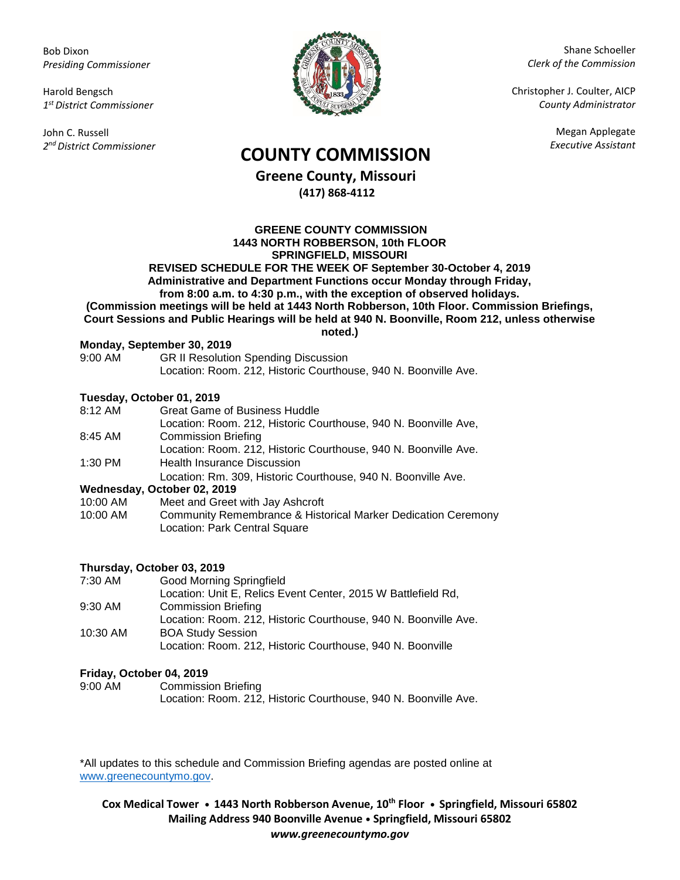Bob Dixon
*Presiding Commissioner*

Harold Bengsch
*1st District Commissioner*

John C. Russell
*2nd District Commissioner*

Shane Schoeller
*Clerk of the Commission*

Christopher J. Coulter, AICP
*County Administrator*

Megan Applegate
*Executive Assistant*

# COUNTY COMMISSION

## Greene County, Missouri

**(417) 868-4112**

**GREENE COUNTY COMMISSION**
**1443 NORTH ROBBERSON, 10th FLOOR**
**SPRINGFIELD, MISSOURI**
**REVISED SCHEDULE FOR THE WEEK OF September 30-October 4, 2019**
**Administrative and Department Functions occur Monday through Friday,**
**from 8:00 a.m. to 4:30 p.m., with the exception of observed holidays.**
**(Commission meetings will be held at 1443 North Robberson, 10th Floor. Commission Briefings, Court Sessions and Public Hearings will be held at 940 N. Boonville, Room 212, unless otherwise noted.)**

**Monday, September 30, 2019**

9:00 AM GR II Resolution Spending Discussion
Location: Room. 212, Historic Courthouse, 940 N. Boonville Ave.

**Tuesday, October 01, 2019**

8:12 AM Great Game of Business Huddle
Location: Room. 212, Historic Courthouse, 940 N. Boonville Ave,

8:45 AM Commission Briefing
Location: Room. 212, Historic Courthouse, 940 N. Boonville Ave.

1:30 PM Health Insurance Discussion
Location: Rm. 309, Historic Courthouse, 940 N. Boonville Ave.

**Wednesday, October 02, 2019**

10:00 AM Meet and Greet with Jay Ashcroft

10:00 AM Community Remembrance & Historical Marker Dedication Ceremony
Location: Park Central Square

**Thursday, October 03, 2019**

7:30 AM Good Morning Springfield
Location: Unit E, Relics Event Center, 2015 W Battlefield Rd,

9:30 AM Commission Briefing
Location: Room. 212, Historic Courthouse, 940 N. Boonville Ave.

10:30 AM BOA Study Session
Location: Room. 212, Historic Courthouse, 940 N. Boonville

**Friday, October 04, 2019**

9:00 AM Commission Briefing
Location: Room. 212, Historic Courthouse, 940 N. Boonville Ave.

*All updates to this schedule and Commission Briefing agendas are posted online at www.greenecountymo.gov.

**Cox Medical Tower • 1443 North Robberson Avenue, 10th Floor • Springfield, Missouri 65802**
**Mailing Address 940 Boonville Avenue • Springfield, Missouri 65802**
***www.greenecountymo.gov***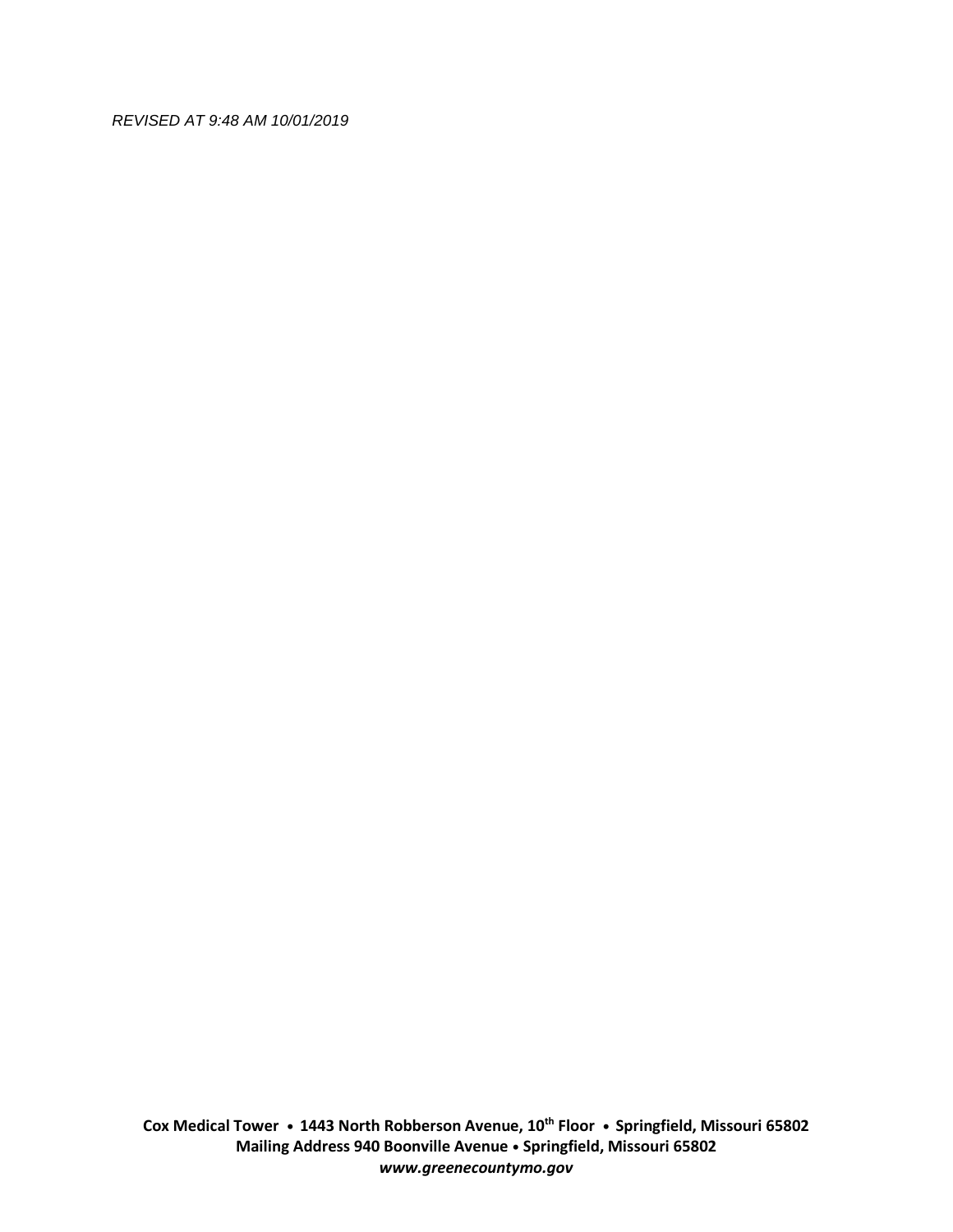*REVISED AT 9:48 AM 10/01/2019*

**Cox Medical Tower • 1443 North Robberson Avenue, 10th Floor • Springfield, Missouri 65802**
**Mailing Address 940 Boonville Avenue • Springfield, Missouri 65802**
***www.greenecountymo.gov***